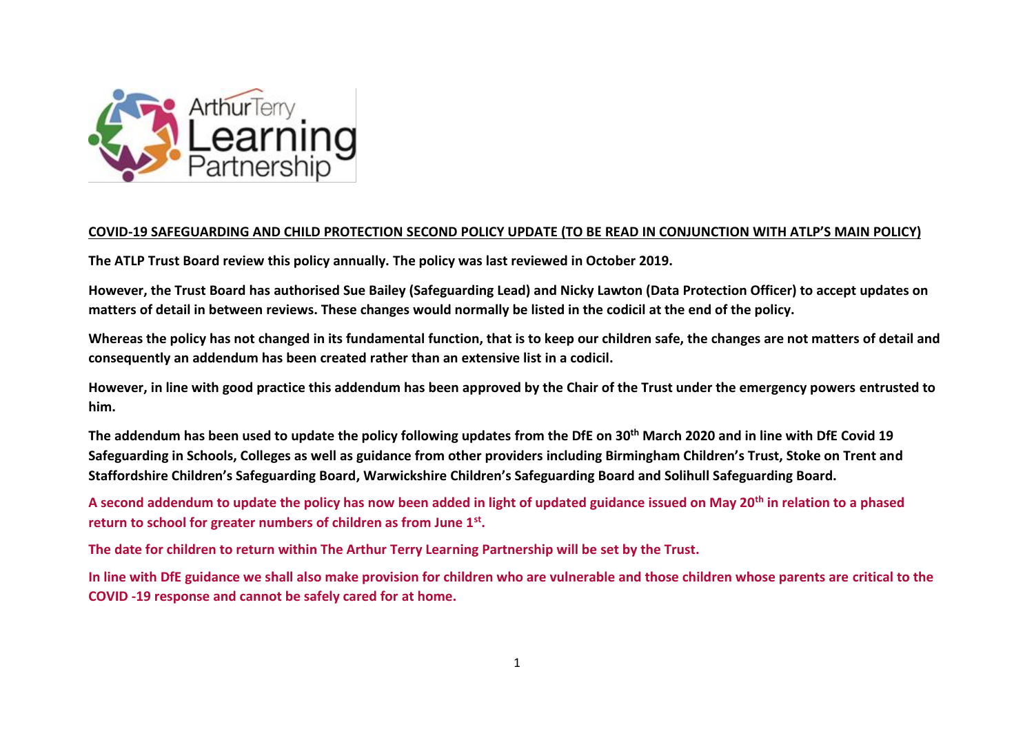## COVID-19 SAFEGUARDING AND CHILD PROTECTION SECOND POLICY UPDATE (TO BE READ IN CONJUNCTION WITH ATLP'S MAIN POLICY)

**The ATLP Trust Board review this policy annually. The policy was last reviewed in October 2019.**

**However, the Trust Board has authorised Sue Bailey (Safeguarding Lead) and Nicky Lawton (Data Protection Officer) to accept updates on matters of detail in between reviews. These changes would normally be listed in the codicil at the end of the policy.**

**Whereas the policy has not changed in its fundamental function, that is to keep our children safe, the changes are not matters of detail and consequently an addendum has been created rather than an extensive list in a codicil.**

**However, in line with good practice this addendum has been approved by the Chair of the Trust under the emergency powers entrusted to him.**

**The addendum has been used to update the policy following updates from the DfE on 30th March 2020 and in line with DfE Covid 19 Safeguarding in Schools, Colleges as well as guidance from other providers including Birmingham Children's Trust, Stoke on Trent and Staffordshire Children's Safeguarding Board, Warwickshire Children's Safeguarding Board and Solihull Safeguarding Board.**

**A second addendum to update the policy has now been added in light of updated guidance issued on May 20th in relation to a phased return to school for greater numbers of children as from June 1st.**

**The date for children to return within The Arthur Terry Learning Partnership will be set by the Trust.**

**In line with DfE guidance we shall also make provision for children who are vulnerable and those children whose parents are critical to the COVID -19 response and cannot be safely cared for at home.**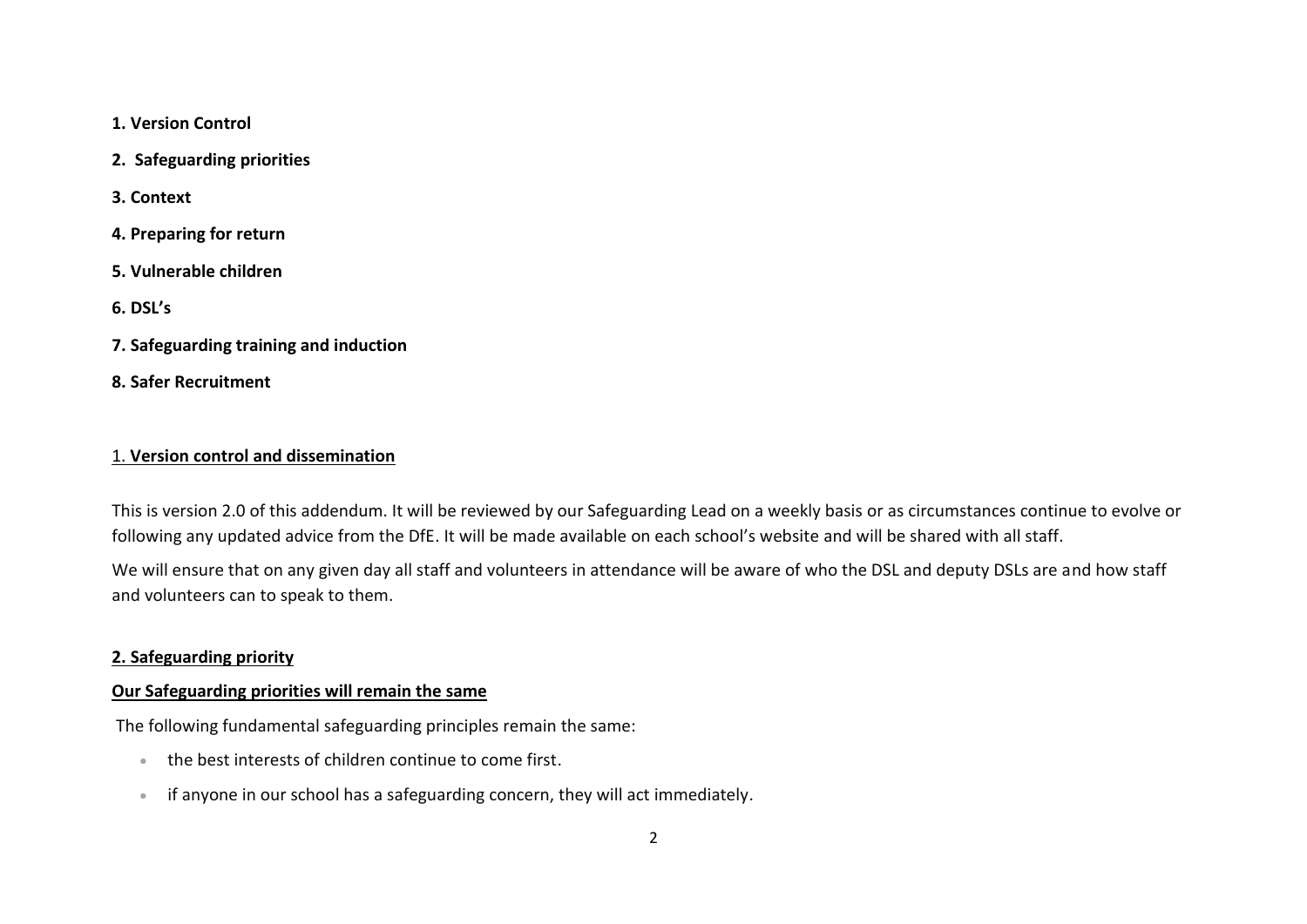**1. Version Control**

**2. Safeguarding priorities**

**3. Context**

**4. Preparing for return**

**5. Vulnerable children**

**6. DSL's**

**7. Safeguarding training and induction**

**8. Safer Recruitment**

## 1. Version control and dissemination

This is version 2.0 of this addendum. It will be reviewed by our Safeguarding Lead on a weekly basis or as circumstances continue to evolve or following any updated advice from the DfE. It will be made available on each school's website and will be shared with all staff.

We will ensure that on any given day all staff and volunteers in attendance will be aware of who the DSL and deputy DSLs are and how staff and volunteers can to speak to them.

## 2. Safeguarding priority

### Our Safeguarding priorities will remain the same

The following fundamental safeguarding principles remain the same:

- the best interests of children continue to come first.
- if anyone in our school has a safeguarding concern, they will act immediately.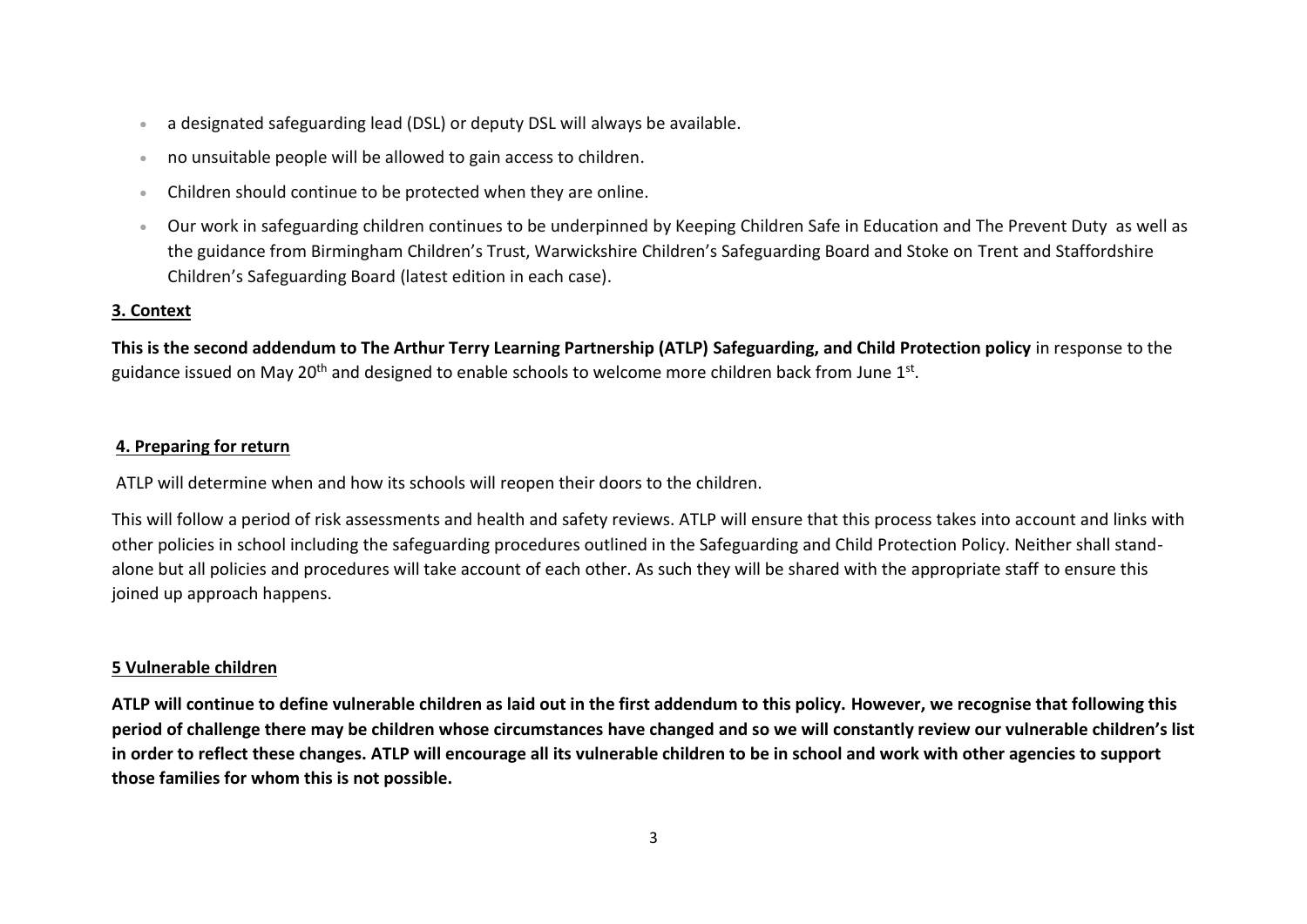- a designated safeguarding lead (DSL) or deputy DSL will always be available.
- no unsuitable people will be allowed to gain access to children.
- Children should continue to be protected when they are online.
- Our work in safeguarding children continues to be underpinned by Keeping Children Safe in Education and The Prevent Duty as well as the guidance from Birmingham Children's Trust, Warwickshire Children's Safeguarding Board and Stoke on Trent and Staffordshire Children's Safeguarding Board (latest edition in each case).

## 3. Context

**This is the second addendum to The Arthur Terry Learning Partnership (ATLP) Safeguarding, and Child Protection policy** in response to the guidance issued on May 20th and designed to enable schools to welcome more children back from June 1st.

## 4. Preparing for return

ATLP will determine when and how its schools will reopen their doors to the children.

This will follow a period of risk assessments and health and safety reviews. ATLP will ensure that this process takes into account and links with other policies in school including the safeguarding procedures outlined in the Safeguarding and Child Protection Policy. Neither shall stand-alone but all policies and procedures will take account of each other. As such they will be shared with the appropriate staff to ensure this joined up approach happens.

## 5 Vulnerable children

**ATLP will continue to define vulnerable children as laid out in the first addendum to this policy. However, we recognise that following this period of challenge there may be children whose circumstances have changed and so we will constantly review our vulnerable children's list in order to reflect these changes. ATLP will encourage all its vulnerable children to be in school and work with other agencies to support those families for whom this is not possible.**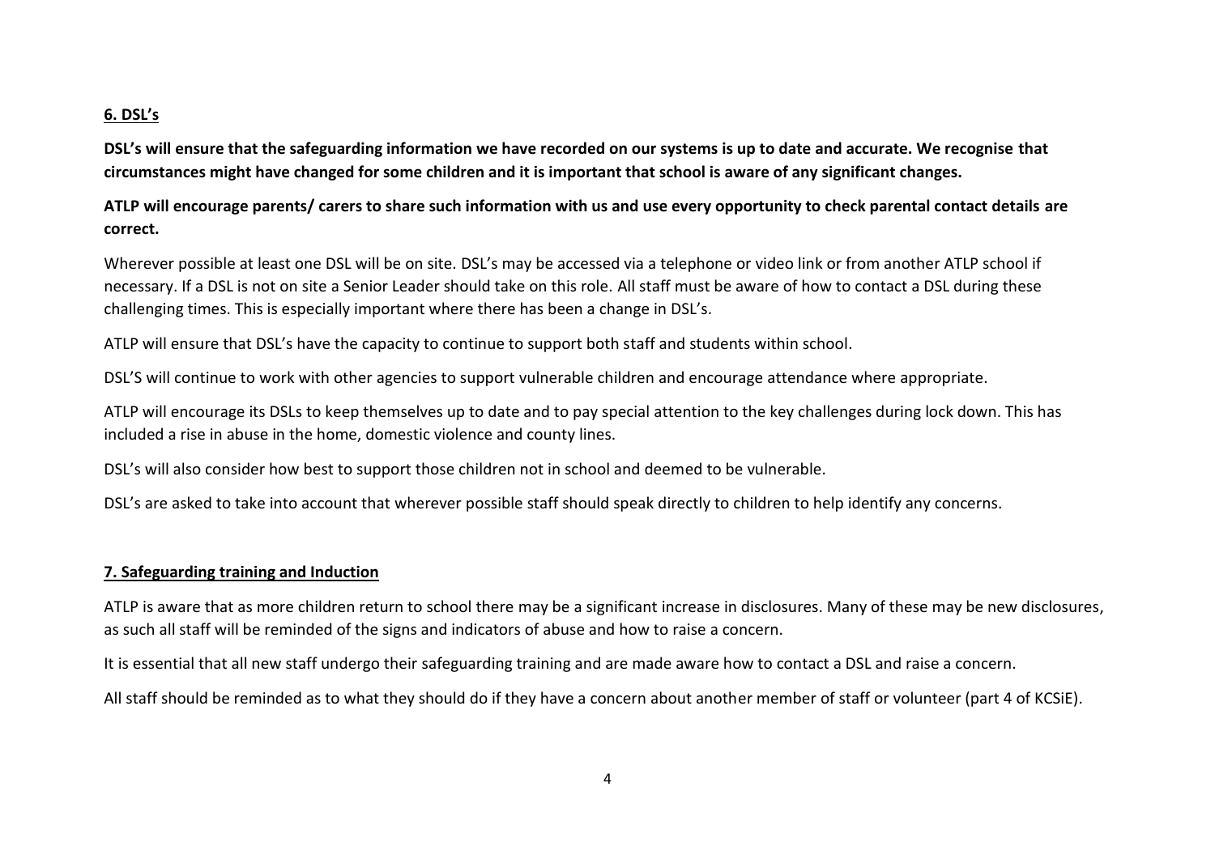## 6. DSL's

**DSL's will ensure that the safeguarding information we have recorded on our systems is up to date and accurate. We recognise that circumstances might have changed for some children and it is important that school is aware of any significant changes.**

**ATLP will encourage parents/ carers to share such information with us and use every opportunity to check parental contact details are correct.**

Wherever possible at least one DSL will be on site. DSL's may be accessed via a telephone or video link or from another ATLP school if necessary. If a DSL is not on site a Senior Leader should take on this role. All staff must be aware of how to contact a DSL during these challenging times. This is especially important where there has been a change in DSL's.

ATLP will ensure that DSL's have the capacity to continue to support both staff and students within school.

DSL'S will continue to work with other agencies to support vulnerable children and encourage attendance where appropriate.

ATLP will encourage its DSLs to keep themselves up to date and to pay special attention to the key challenges during lock down. This has included a rise in abuse in the home, domestic violence and county lines.

DSL's will also consider how best to support those children not in school and deemed to be vulnerable.

DSL's are asked to take into account that wherever possible staff should speak directly to children to help identify any concerns.

## 7. Safeguarding training and Induction

ATLP is aware that as more children return to school there may be a significant increase in disclosures. Many of these may be new disclosures, as such all staff will be reminded of the signs and indicators of abuse and how to raise a concern.

It is essential that all new staff undergo their safeguarding training and are made aware how to contact a DSL and raise a concern.

All staff should be reminded as to what they should do if they have a concern about another member of staff or volunteer (part 4 of KCSiE).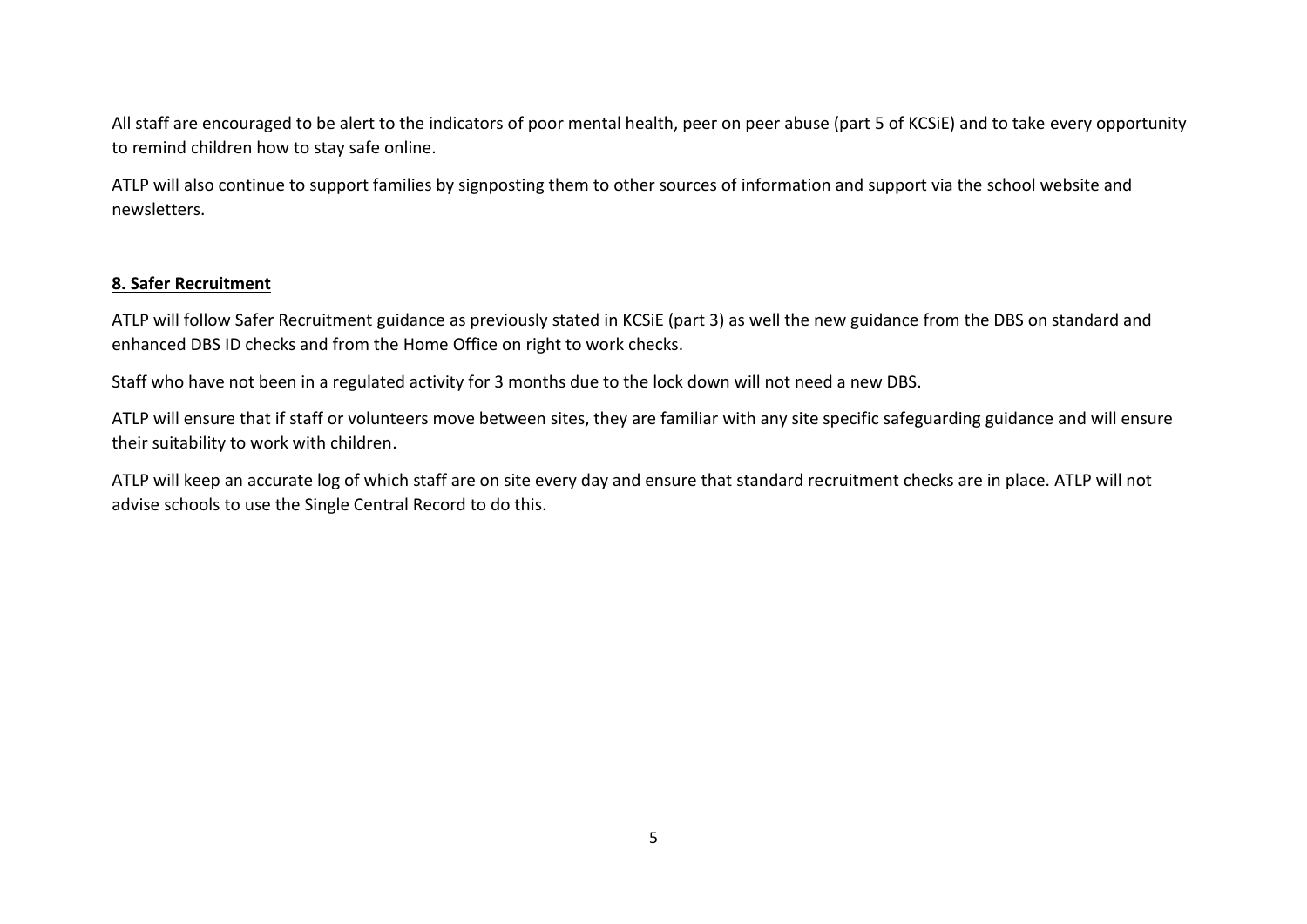All staff are encouraged to be alert to the indicators of poor mental health, peer on peer abuse (part 5 of KCSiE) and to take every opportunity to remind children how to stay safe online.

ATLP will also continue to support families by signposting them to other sources of information and support via the school website and newsletters.

## 8. Safer Recruitment

ATLP will follow Safer Recruitment guidance as previously stated in KCSiE (part 3) as well the new guidance from the DBS on standard and enhanced DBS ID checks and from the Home Office on right to work checks.

Staff who have not been in a regulated activity for 3 months due to the lock down will not need a new DBS.

ATLP will ensure that if staff or volunteers move between sites, they are familiar with any site specific safeguarding guidance and will ensure their suitability to work with children.

ATLP will keep an accurate log of which staff are on site every day and ensure that standard recruitment checks are in place. ATLP will not advise schools to use the Single Central Record to do this.